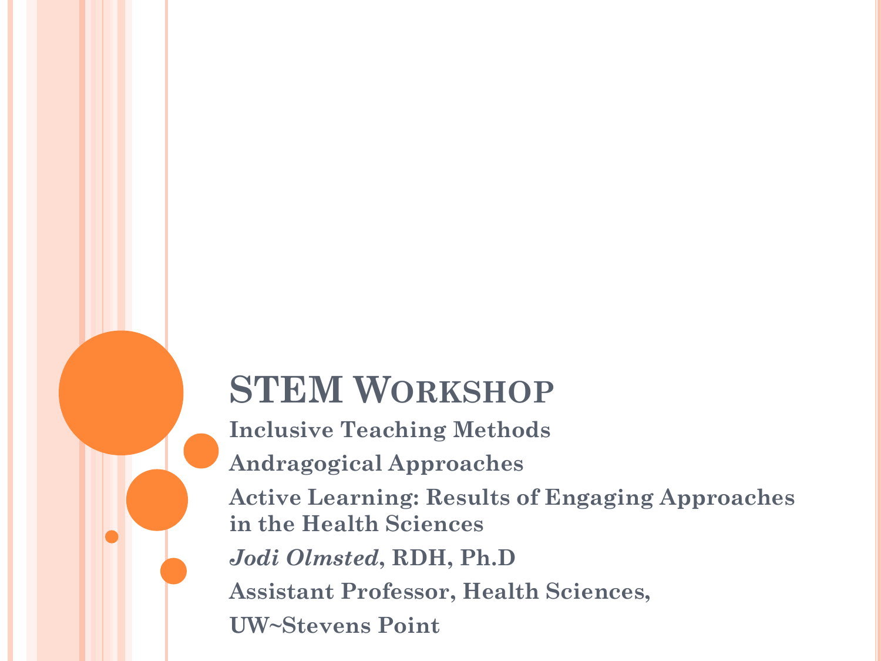# STEM Workshop

**Inclusive Teaching Methods**

**Andragogical Approaches**

**Active Learning: Results of Engaging Approaches in the Health Sciences**

***Jodi Olmsted*, RDH, Ph.D**

**Assistant Professor, Health Sciences,**

**UW~Stevens Point**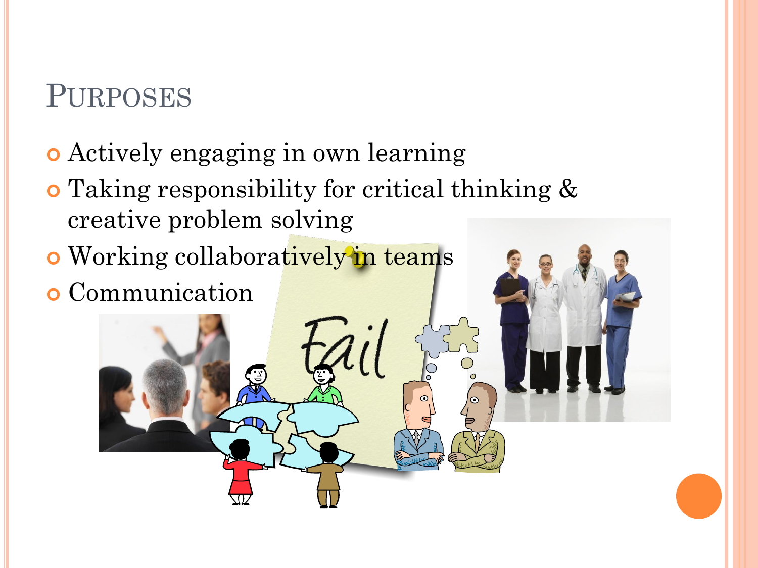# Purposes

- Actively engaging in own learning
- Taking responsibility for critical thinking & creative problem solving
- Working collaboratively in teams
- Communication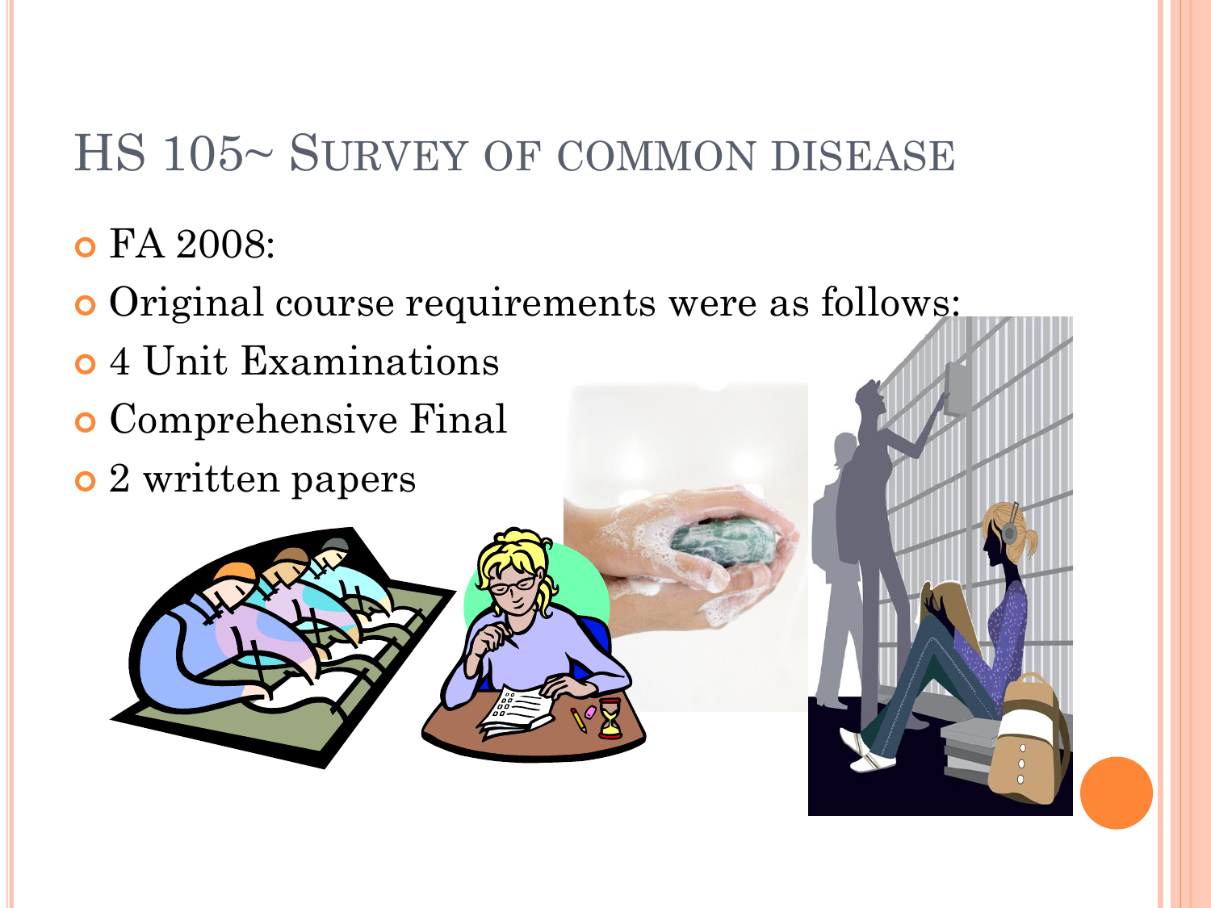# HS 105~ Survey of common disease

- FA 2008:
- Original course requirements were as follows:
- 4 Unit Examinations
- Comprehensive Final
- 2 written papers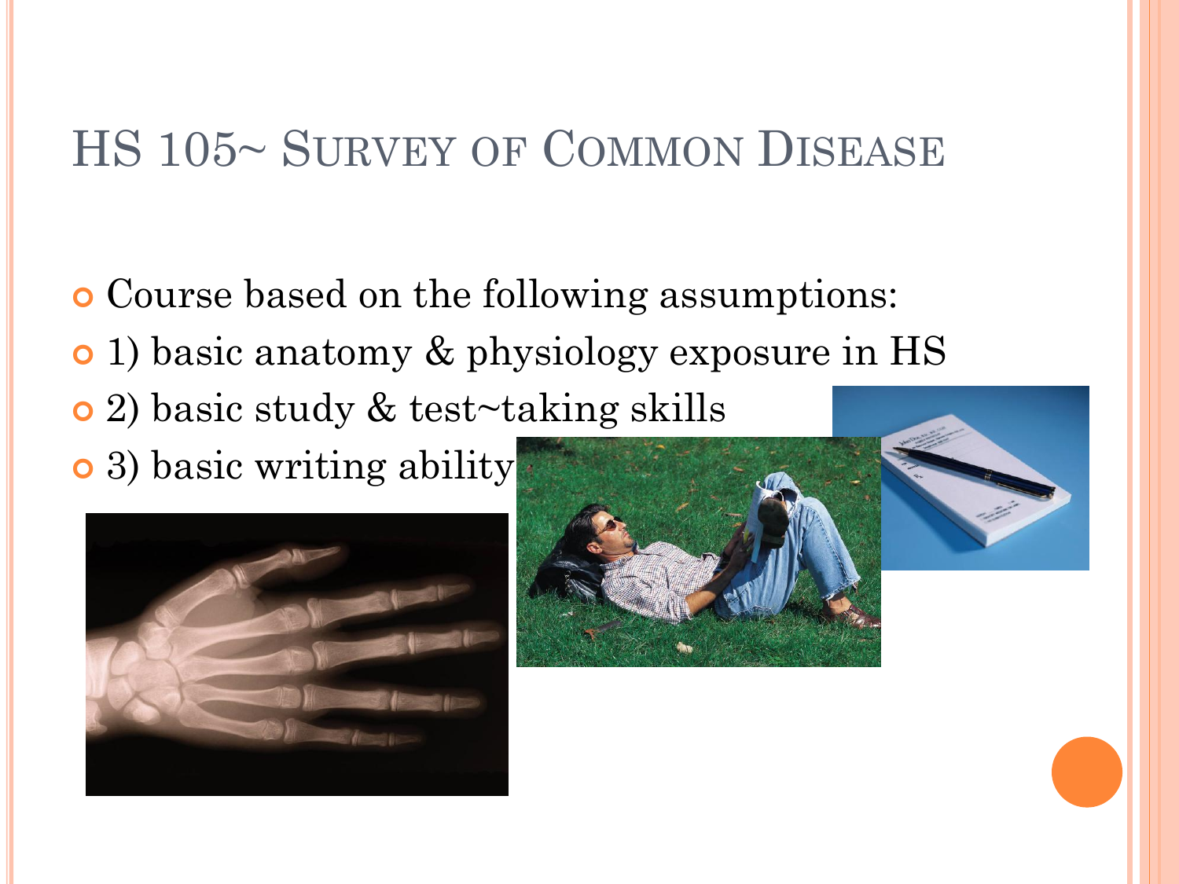# HS 105~ Survey of Common Disease

- Course based on the following assumptions:
- 1) basic anatomy & physiology exposure in HS
- 2) basic study & test~taking skills
- 3) basic writing ability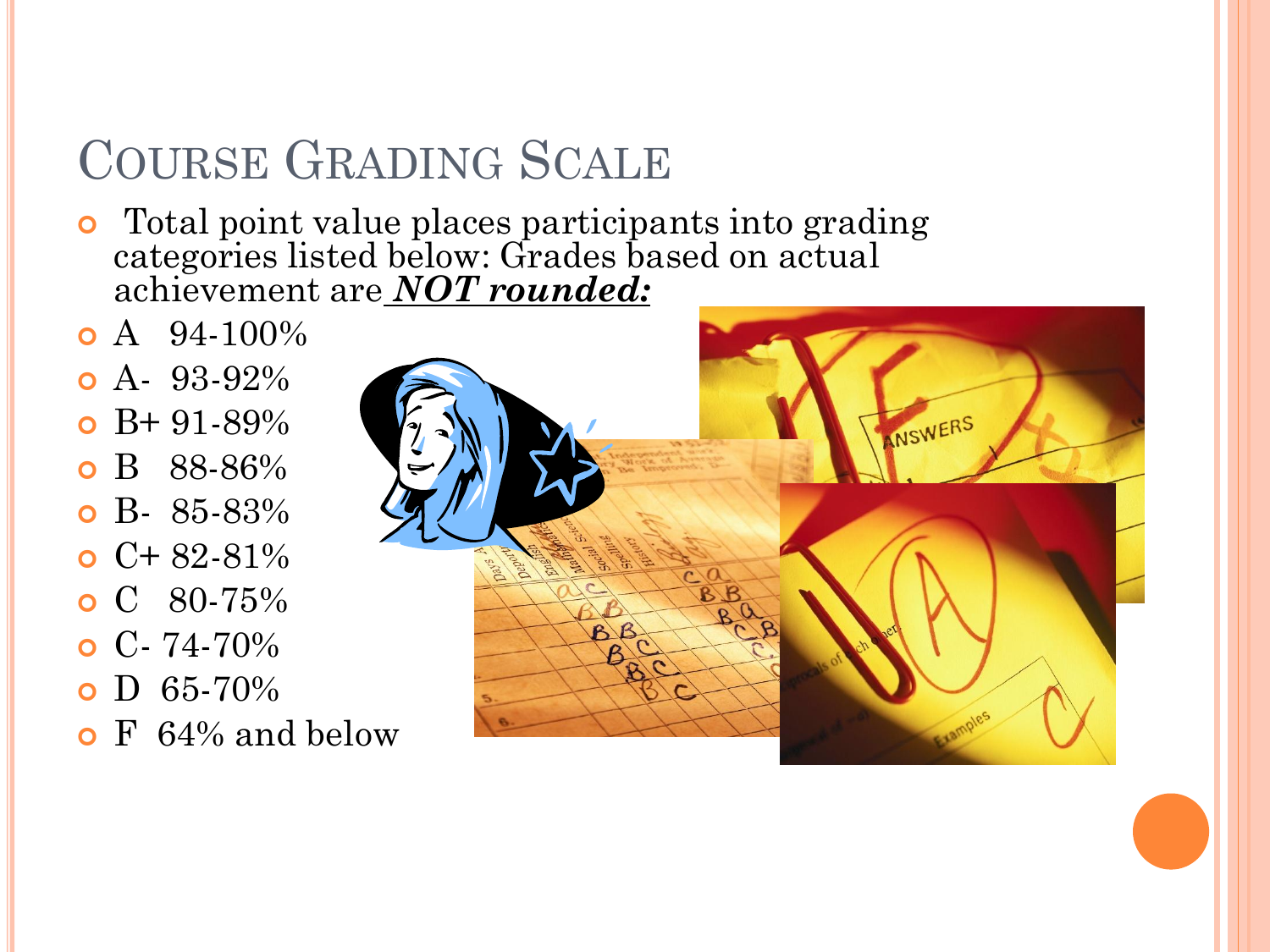# Course Grading Scale

- Total point value places participants into grading categories listed below: Grades based on actual achievement are ***NOT rounded:***
- A 94-100%
- A- 93-92%
- B+ 91-89%
- B 88-86%
- B- 85-83%
- C+ 82-81%
- C 80-75%
- C- 74-70%
- D 65-70%
- F 64% and below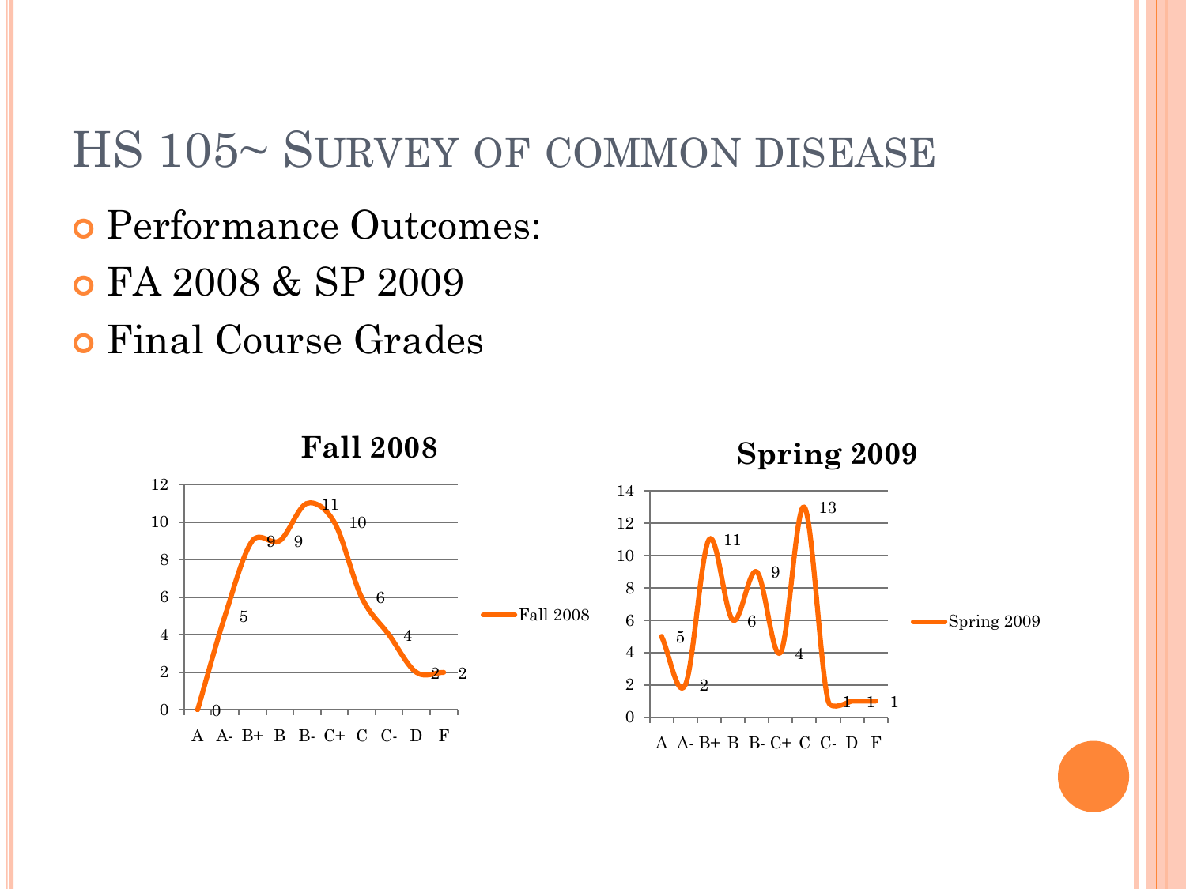# HS 105~ Survey of common disease

- Performance Outcomes:
- FA 2008 & SP 2009
- Final Course Grades

**Fall 2008**

| Grade | A | A- | B+ | B | B- | C+ | C | C- | D | F |
|---|---|---|---|---|---|---|---|---|---|---|
| Fall 2008 | 0 | 5 | 9 | 9 | 11 | 10 | 6 | 4 | 2 | 2 |

**Spring 2009**

| Grade | A | A- | B+ | B | B- | C+ | C | C- | D | F |
|---|---|---|---|---|---|---|---|---|---|---|
| Spring 2009 | 5 | 2 | 11 | 6 | 9 | 4 | 13 | 1 | 1 | 1 |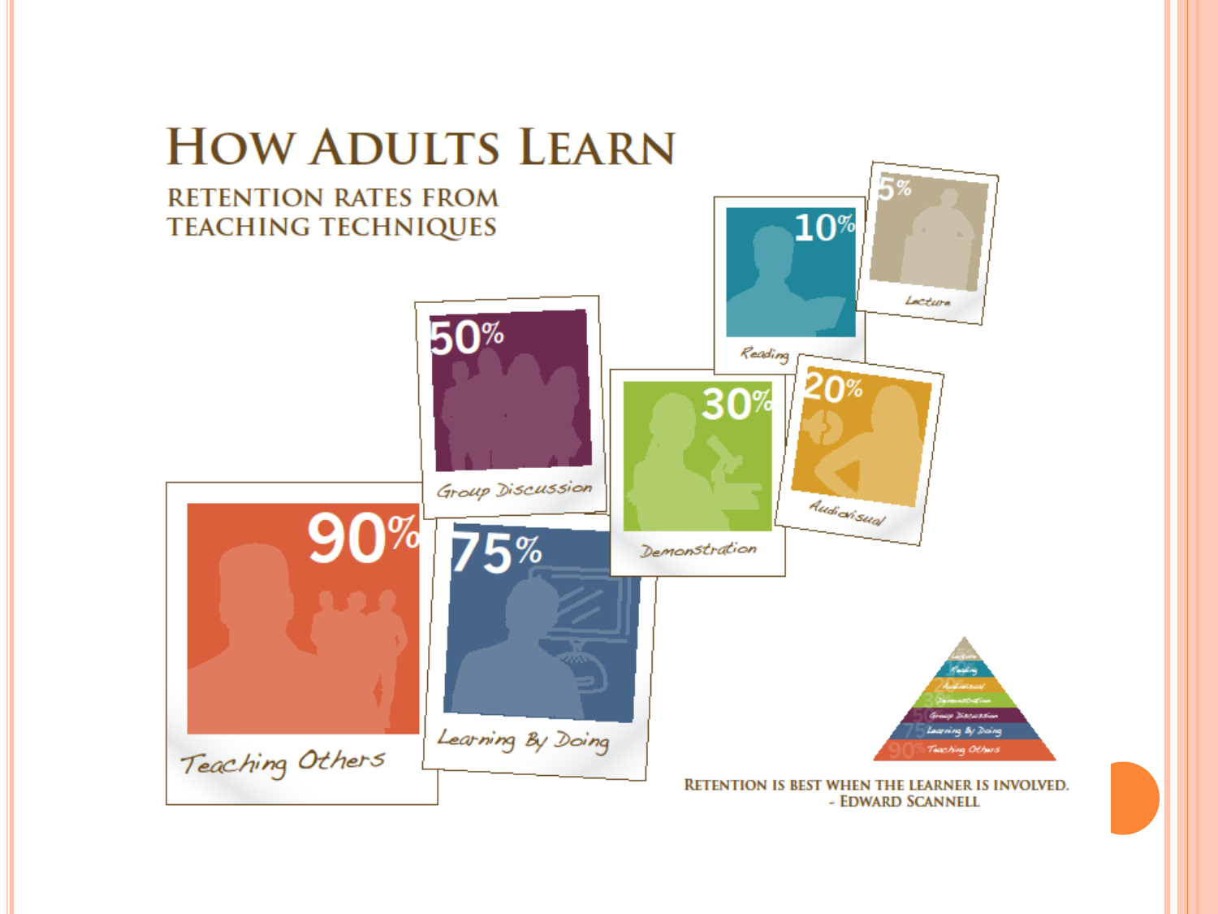# How Adults Learn

## Retention Rates from Teaching Techniques

- 90% Teaching Others
- 75% Learning By Doing
- 50% Group Discussion
- 30% Demonstration
- 20% Audiovisual
- 10% Reading
- 5% Lecture

Retention is best when the learner is involved.
- Edward Scannell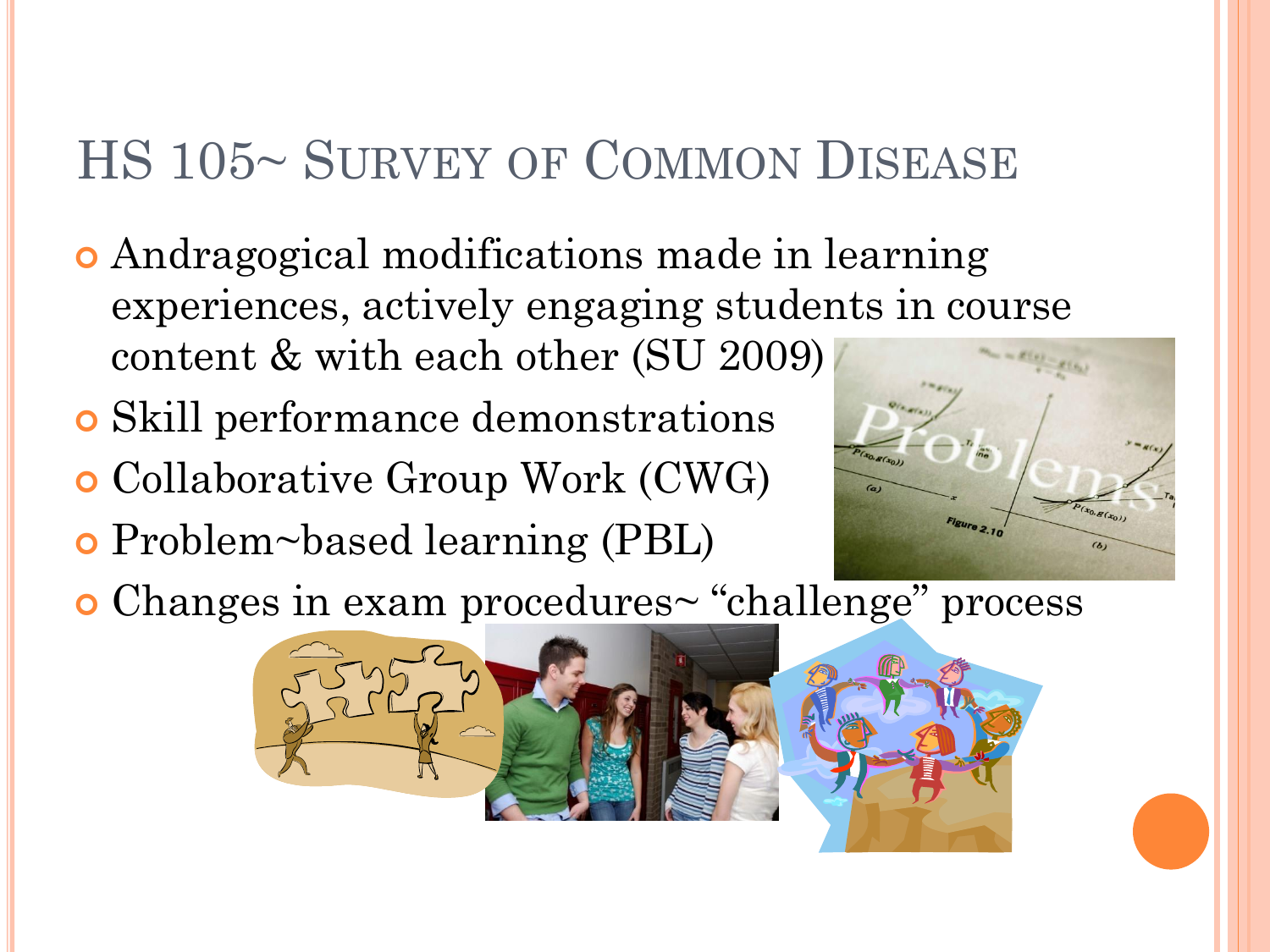# HS 105~ Survey of Common Disease

- Andragogical modifications made in learning experiences, actively engaging students in course content & with each other (SU 2009)
- Skill performance demonstrations
- Collaborative Group Work (CWG)
- Problem~based learning (PBL)
- Changes in exam procedures~ "challenge" process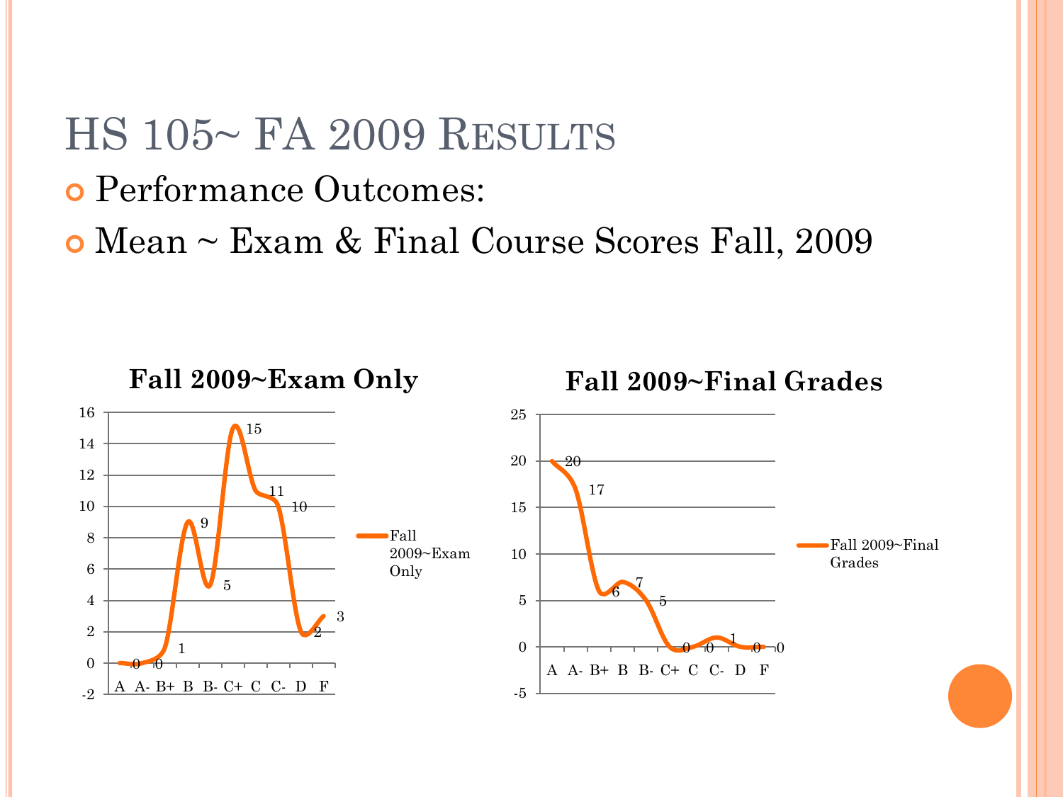# HS 105~ FA 2009 Results

- Performance Outcomes:
- Mean ~ Exam & Final Course Scores Fall, 2009

**Fall 2009~Exam Only**

| Grade | Fall 2009~Exam Only |
|---|---|
| A | 0 |
| A- | 0 |
| B+ | 1 |
| B | 9 |
| B- | 5 |
| C+ | 15 |
| C | 11 |
| C- | 10 |
| D | 2 |
| F | 3 |

**Fall 2009~Final Grades**

| Grade | Fall 2009~Final Grades |
|---|---|
| A | 20 |
| A- | 17 |
| B+ | 6 |
| B | 7 |
| B- | 5 |
| C+ | 0 |
| C | 0 |
| C- | 1 |
| D | 0 |
| F | 0 |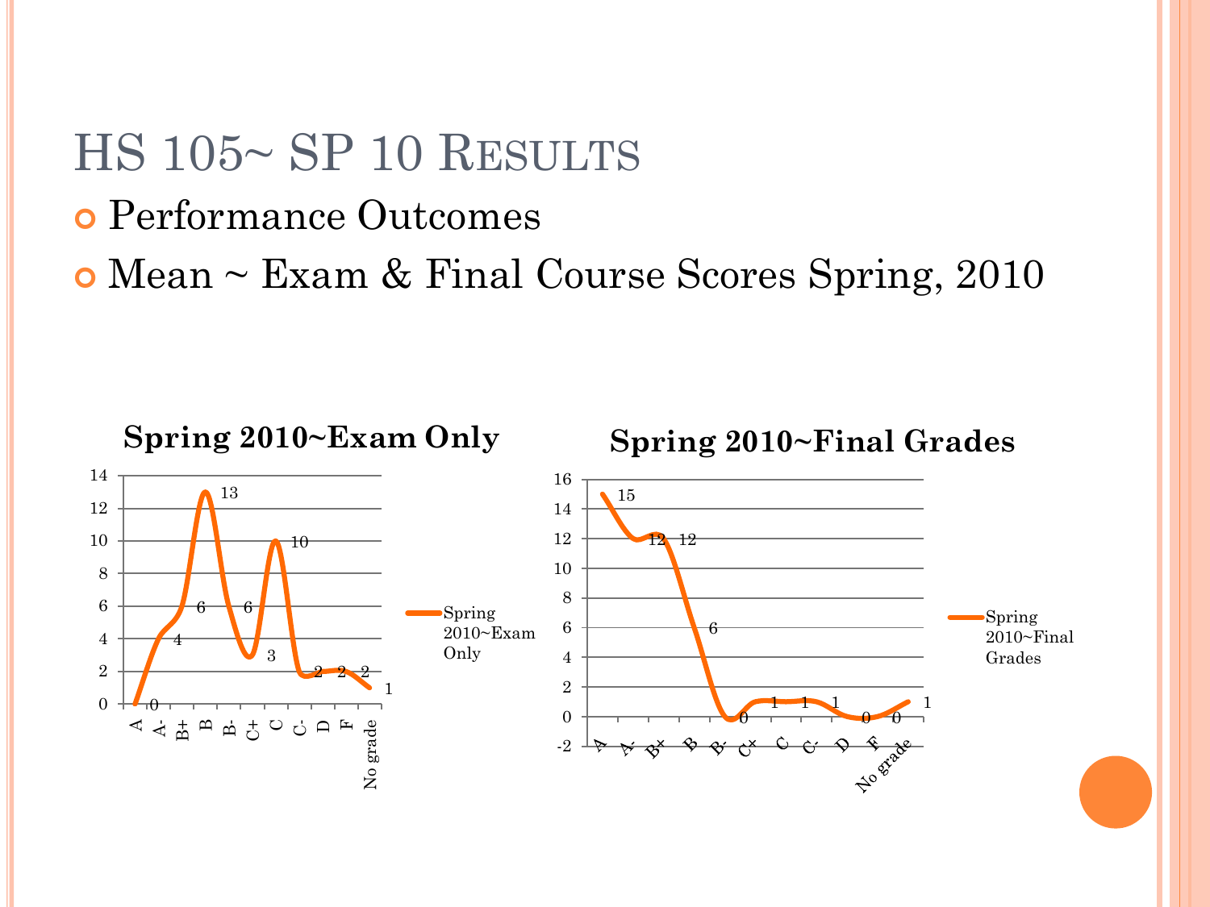# HS 105~ SP 10 Results

- Performance Outcomes
- Mean ~ Exam & Final Course Scores Spring, 2010

**Spring 2010~Exam Only**

| Grade | Spring 2010~Exam Only |
|---|---|
| A | 0 |
| A- | 4 |
| B+ | 6 |
| B | 13 |
| B- | 6 |
| C+ | 3 |
| C | 10 |
| C- | 2 |
| D | 2 |
| F | 2 |
| No grade | 1 |

**Spring 2010~Final Grades**

| Grade | Spring 2010~Final Grades |
|---|---|
| A | 15 |
| A- | 12 |
| B+ | 12 |
| B | 6 |
| B- | 0 |
| C+ | 1 |
| C | 1 |
| C- | 1 |
| D | 0 |
| F | 0 |
| No grade | 1 |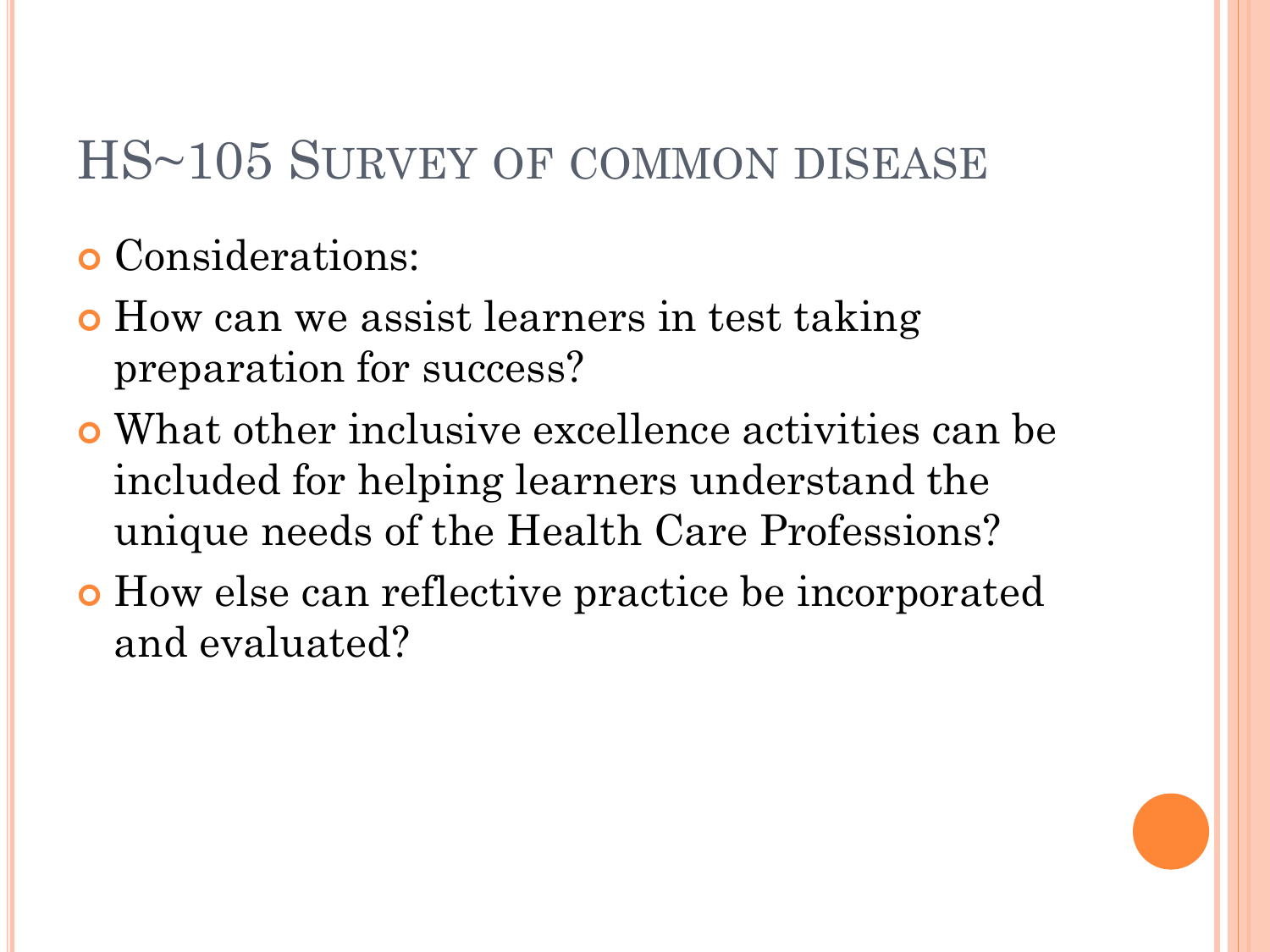# HS~105 Survey of common disease

- Considerations:
- How can we assist learners in test taking preparation for success?
- What other inclusive excellence activities can be included for helping learners understand the unique needs of the Health Care Professions?
- How else can reflective practice be incorporated and evaluated?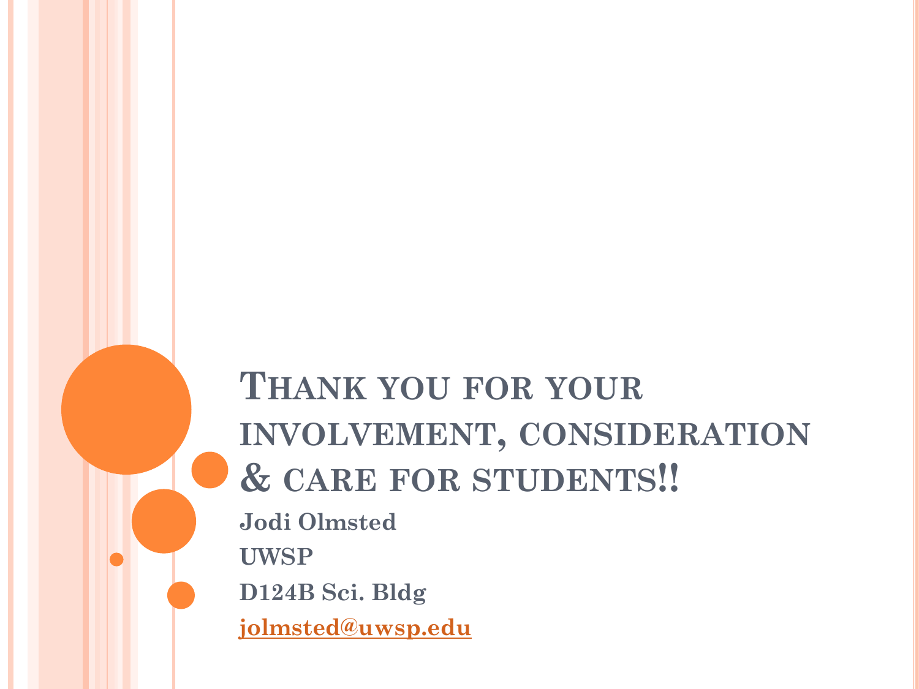# Thank you for your involvement, consideration & care for students!!

**Jodi Olmsted**

**UWSP**

**D124B Sci. Bldg**

**jolmsted@uwsp.edu**